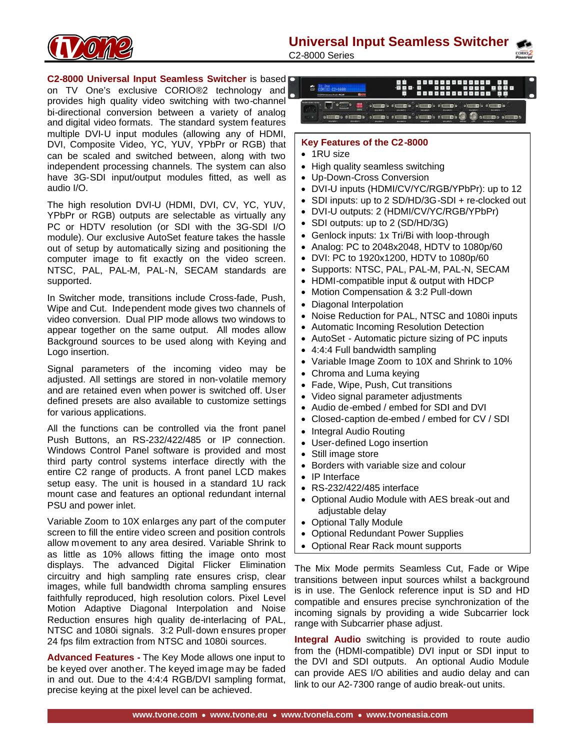# Universal Input Seamless Switcher

C2-8000 Series

**C2-8000 Universal Input Seamless Switcher** is based on TV One's exclusive CORIO®2 technology and provides high quality video switching with two-channel bi-directional conversion between a variety of analog and digital video formats. The standard system features multiple DVI-U input modules (allowing any of HDMI, DVI, Composite Video, YC, YUV, YPbPr or RGB) that can be scaled and switched between, along with two independent processing channels. The system can also have 3G-SDI input/output modules fitted, as well as audio I/O.

The high resolution DVI-U (HDMI, DVI, CV, YC, YUV, YPbPr or RGB) outputs are selectable as virtually any PC or HDTV resolution (or SDI with the 3G-SDI I/O module). Our exclusive AutoSet feature takes the hassle out of setup by automatically sizing and positioning the computer image to fit exactly on the video screen. NTSC, PAL, PAL-M, PAL-N, SECAM standards are supported.

In Switcher mode, transitions include Cross-fade, Push, Wipe and Cut. Independent mode gives two channels of video conversion. Dual PIP mode allows two windows to appear together on the same output. All modes allow Background sources to be used along with Keying and Logo insertion.

Signal parameters of the incoming video may be adjusted. All settings are stored in non-volatile memory and are retained even when power is switched off. User defined presets are also available to customize settings for various applications.

All the functions can be controlled via the front panel Push Buttons, an RS-232/422/485 or IP connection. Windows Control Panel software is provided and most third party control systems interface directly with the entire C2 range of products. A front panel LCD makes setup easy. The unit is housed in a standard 1U rack mount case and features an optional redundant internal PSU and power inlet.

Variable Zoom to 10X enlarges any part of the computer screen to fill the entire video screen and position controls allow movement to any area desired. Variable Shrink to as little as 10% allows fitting the image onto most displays. The advanced Digital Flicker Elimination circuitry and high sampling rate ensures crisp, clear images, while full bandwidth chroma sampling ensures faithfully reproduced, high resolution colors. Pixel Level Motion Adaptive Diagonal Interpolation and Noise Reduction ensures high quality de-interlacing of PAL, NTSC and 1080i signals. 3:2 Pull-down ensures proper 24 fps film extraction from NTSC and 1080i sources.

**Advanced Features -** The Key Mode allows one input to be keyed over another. The keyed image may be faded in and out. Due to the 4:4:4 RGB/DVI sampling format, precise keying at the pixel level can be achieved.

## Key Features of the C2-8000

- 1RU size
- High quality seamless switching
- Up-Down-Cross Conversion
- DVI-U inputs (HDMI/CV/YC/RGB/YPbPr): up to 12
- SDI inputs: up to 2 SD/HD/3G-SDI + re-clocked out
- DVI-U outputs: 2 (HDMI/CV/YC/RGB/YPbPr)
- SDI outputs: up to 2 (SD/HD/3G)
- Genlock inputs: 1x Tri/Bi with loop-through
- Analog: PC to 2048x2048, HDTV to 1080p/60
- DVI: PC to 1920x1200, HDTV to 1080p/60
- Supports: NTSC, PAL, PAL-M, PAL-N, SECAM
- HDMI-compatible input & output with HDCP
- Motion Compensation & 3:2 Pull-down
- Diagonal Interpolation
- Noise Reduction for PAL, NTSC and 1080i inputs
- Automatic Incoming Resolution Detection
- AutoSet - Automatic picture sizing of PC inputs
- 4:4:4 Full bandwidth sampling
- Variable Image Zoom to 10X and Shrink to 10%
- Chroma and Luma keying
- Fade, Wipe, Push, Cut transitions
- Video signal parameter adjustments
- Audio de-embed / embed for SDI and DVI
- Closed-caption de-embed / embed for CV / SDI
- Integral Audio Routing
- User-defined Logo insertion
- Still image store
- Borders with variable size and colour
- IP Interface
- RS-232/422/485 interface
- Optional Audio Module with AES break-out and adjustable delay
- Optional Tally Module
- Optional Redundant Power Supplies
- Optional Rear Rack mount supports

The Mix Mode permits Seamless Cut, Fade or Wipe transitions between input sources whilst a background is in use. The Genlock reference input is SD and HD compatible and ensures precise synchronization of the incoming signals by providing a wide Subcarrier lock range with Subcarrier phase adjust.

**Integral Audio** switching is provided to route audio from the (HDMI-compatible) DVI input or SDI input to the DVI and SDI outputs. An optional Audio Module can provide AES I/O abilities and audio delay and can link to our A2-7300 range of audio break-out units.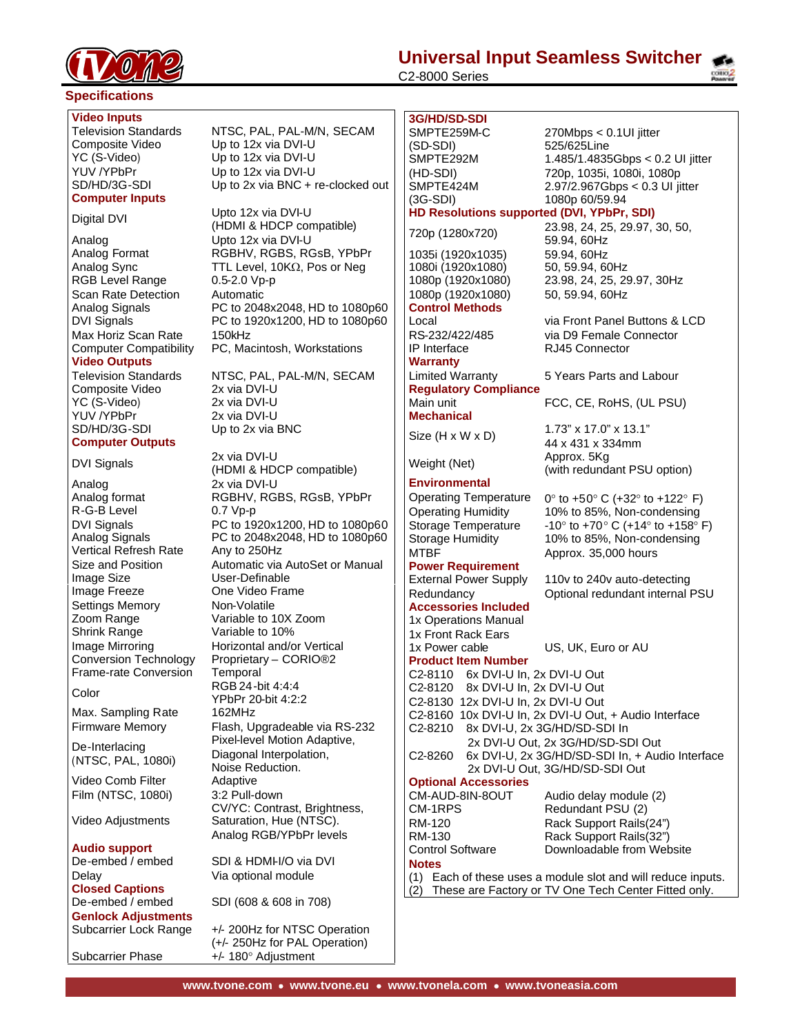# Universal Input Seamless Switcher

C2-8000 Series

## Specifications

| **Video Inputs** | |
|---|---|
| Television Standards | NTSC, PAL, PAL-M/N, SECAM |
| Composite Video | Up to 12x via DVI-U |
| YC (S-Video) | Up to 12x via DVI-U |
| YUV /YPbPr | Up to 12x via DVI-U |
| SD/HD/3G-SDI | Up to 2x via BNC + re-clocked out |
| **Computer Inputs** | |
| Digital DVI | Upto 12x via DVI-U (HDMI & HDCP compatible) |
| Analog | Upto 12x via DVI-U |
| Analog Format | RGBHV, RGBS, RGsB, YPbPr |
| Analog Sync | TTL Level, 10KΩ, Pos or Neg |
| RGB Level Range | 0.5-2.0 Vp-p |
| Scan Rate Detection | Automatic |
| Analog Signals | PC to 2048x2048, HD to 1080p60 |
| DVI Signals | PC to 1920x1200, HD to 1080p60 |
| Max Horiz Scan Rate | 150kHz |
| Computer Compatibility | PC, Macintosh, Workstations |
| **Video Outputs** | |
| Television Standards | NTSC, PAL, PAL-M/N, SECAM |
| Composite Video | 2x via DVI-U |
| YC (S-Video) | 2x via DVI-U |
| YUV /YPbPr | 2x via DVI-U |
| SD/HD/3G-SDI | Up to 2x via BNC |
| **Computer Outputs** | |
| DVI Signals | 2x via DVI-U (HDMI & HDCP compatible) |
| Analog | 2x via DVI-U |
| Analog format | RGBHV, RGBS, RGsB, YPbPr |
| R-G-B Level | 0.7 Vp-p |
| DVI Signals | PC to 1920x1200, HD to 1080p60 |
| Analog Signals | PC to 2048x2048, HD to 1080p60 |
| Vertical Refresh Rate | Any to 250Hz |
| Size and Position | Automatic via AutoSet or Manual |
| Image Size | User-Definable |
| Image Freeze | One Video Frame |
| Settings Memory | Non-Volatile |
| Zoom Range | Variable to 10X Zoom |
| Shrink Range | Variable to 10% |
| Image Mirroring | Horizontal and/or Vertical |
| Conversion Technology | Proprietary – CORIO®2 |
| Frame-rate Conversion | Temporal |
| Color | RGB 24-bit 4:4:4<br>YPbPr 20-bit 4:2:2 |
| Max. Sampling Rate | 162MHz |
| Firmware Memory | Flash, Upgradeable via RS-232 |
| De-Interlacing (NTSC, PAL, 1080i) | Pixel-level Motion Adaptive, Diagonal Interpolation, Noise Reduction. |
| Video Comb Filter | Adaptive |
| Film (NTSC, 1080i) | 3:2 Pull-down |
| Video Adjustments | CV/YC: Contrast, Brightness, Saturation, Hue (NTSC).<br>Analog RGB/YPbPr levels |
| **Audio support** | |
| De-embed / embed | SDI & HDMI-I/O via DVI |
| Delay | Via optional module |
| **Closed Captions** | |
| De-embed / embed | SDI (608 & 608 in 708) |
| **Genlock Adjustments** | |
| Subcarrier Lock Range | +/- 200Hz for NTSC Operation<br>(+/- 250Hz for PAL Operation) |
| Subcarrier Phase | +/- 180° Adjustment |

| **3G/HD/SD-SDI** | |
|---|---|
| SMPTE259M-C (SD-SDI) | 270Mbps < 0.1UI jitter<br>525/625Line |
| SMPTE292M (HD-SDI) | 1.485/1.4835Gbps < 0.2 UI jitter<br>720p, 1035i, 1080i, 1080p |
| SMPTE424M (3G-SDI) | 2.97/2.967Gbps < 0.3 UI jitter<br>1080p 60/59.94 |
| **HD Resolutions supported (DVI, YPbPr, SDI)** | |
| 720p (1280x720) | 23.98, 24, 25, 29.97, 30, 50, 59.94, 60Hz |
| 1035i (1920x1035) | 59.94, 60Hz |
| 1080i (1920x1080) | 50, 59.94, 60Hz |
| 1080p (1920x1080) | 23.98, 24, 25, 29.97, 30Hz |
| 1080p (1920x1080) | 50, 59.94, 60Hz |
| **Control Methods** | |
| Local | via Front Panel Buttons & LCD |
| RS-232/422/485 | via D9 Female Connector |
| IP Interface | RJ45 Connector |
| **Warranty** | |
| Limited Warranty | 5 Years Parts and Labour |
| **Regulatory Compliance** | |
| Main unit | FCC, CE, RoHS, (UL PSU) |
| **Mechanical** | |
| Size (H x W x D) | 1.73" x 17.0" x 13.1"<br>44 x 431 x 334mm |
| Weight (Net) | Approx. 5Kg<br>(with redundant PSU option) |
| **Environmental** | |
| Operating Temperature | 0° to +50° C (+32° to +122° F) |
| Operating Humidity | 10% to 85%, Non-condensing |
| Storage Temperature | -10° to +70° C (+14° to +158° F) |
| Storage Humidity | 10% to 85%, Non-condensing |
| MTBF | Approx. 35,000 hours |
| **Power Requirement** | |
| External Power Supply | 110v to 240v auto-detecting |
| Redundancy | Optional redundant internal PSU |
| **Accessories Included** | |
| 1x Operations Manual | |
| 1x Front Rack Ears | |
| 1x Power cable | US, UK, Euro or AU |

**Product Item Number**

- C2-8110 6x DVI-U In, 2x DVI-U Out
- C2-8120 8x DVI-U In, 2x DVI-U Out
- C2-8130 12x DVI-U In, 2x DVI-U Out
- C2-8160 10x DVI-U In, 2x DVI-U Out, + Audio Interface
- C2-8210 8x DVI-U, 2x 3G/HD/SD-SDI In
  2x DVI-U Out, 2x 3G/HD/SD-SDI Out
- C2-8260 6x DVI-U, 2x 3G/HD/SD-SDI In, + Audio Interface
  2x DVI-U Out, 3G/HD/SD-SDI Out

| **Optional Accessories** | |
|---|---|
| CM-AUD-8IN-8OUT | Audio delay module (2) |
| CM-1RPS | Redundant PSU (2) |
| RM-120 | Rack Support Rails(24") |
| RM-130 | Rack Support Rails(32") |
| Control Software | Downloadable from Website |

**Notes**

(1) Each of these uses a module slot and will reduce inputs.
(2) These are Factory or TV One Tech Center Fitted only.

www.tvone.com • www.tvone.eu • www.tvonela.com • www.tvoneasia.com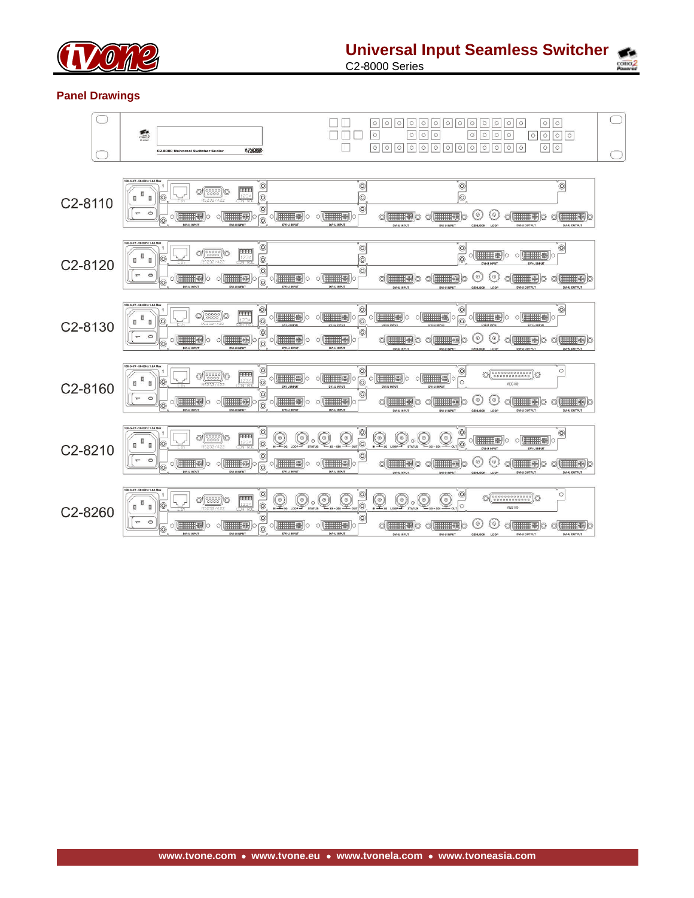## Panel Drawings

C2-8110

C2-8120

C2-8130

C2-8160

C2-8210

C2-8260